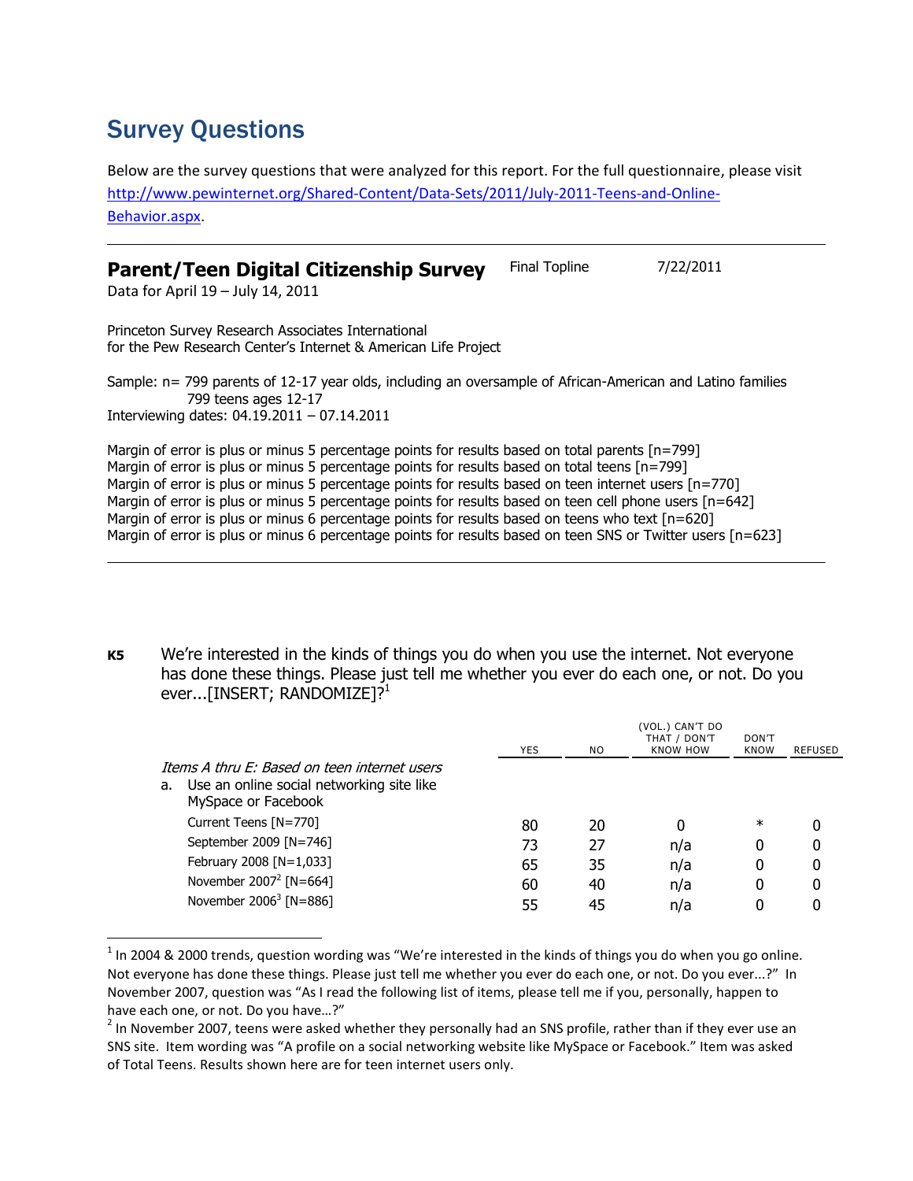# Survey Questions

Below are the survey questions that were analyzed for this report. For the full questionnaire, please visit http://www.pewinternet.org/Shared-Content/Data-Sets/2011/July-2011-Teens-and-Online-Behavior.aspx.

---

## Parent/Teen Digital Citizenship Survey

Final Topline 7/22/2011

Data for April 19 – July 14, 2011

Princeton Survey Research Associates International
for the Pew Research Center's Internet & American Life Project

Sample: n= 799 parents of 12-17 year olds, including an oversample of African-American and Latino families
799 teens ages 12-17
Interviewing dates: 04.19.2011 – 07.14.2011

Margin of error is plus or minus 5 percentage points for results based on total parents [n=799]
Margin of error is plus or minus 5 percentage points for results based on total teens [n=799]
Margin of error is plus or minus 5 percentage points for results based on teen internet users [n=770]
Margin of error is plus or minus 5 percentage points for results based on teen cell phone users [n=642]
Margin of error is plus or minus 6 percentage points for results based on teens who text [n=620]
Margin of error is plus or minus 6 percentage points for results based on teen SNS or Twitter users [n=623]

---

**K5** We're interested in the kinds of things you do when you use the internet. Not everyone has done these things. Please just tell me whether you ever do each one, or not. Do you ever...[INSERT; RANDOMIZE]?[1]

| | YES | NO | (VOL.) CAN'T DO THAT / DON'T KNOW HOW | DON'T KNOW | REFUSED |
|---|---|---|---|---|---|
| *Items A thru E: Based on teen internet users* | | | | | |
| a. Use an online social networking site like MySpace or Facebook | | | | | |
| Current Teens [N=770] | 80 | 20 | 0 | * | 0 |
| September 2009 [N=746] | 73 | 27 | n/a | 0 | 0 |
| February 2008 [N=1,033] | 65 | 35 | n/a | 0 | 0 |
| November 2007[2] [N=664] | 60 | 40 | n/a | 0 | 0 |
| November 2006[3] [N=886] | 55 | 45 | n/a | 0 | 0 |

---

[1] In 2004 & 2000 trends, question wording was "We're interested in the kinds of things you do when you go online. Not everyone has done these things. Please just tell me whether you ever do each one, or not. Do you ever...?" In November 2007, question was "As I read the following list of items, please tell me if you, personally, happen to have each one, or not. Do you have…?"

[2] In November 2007, teens were asked whether they personally had an SNS profile, rather than if they ever use an SNS site. Item wording was "A profile on a social networking website like MySpace or Facebook." Item was asked of Total Teens. Results shown here are for teen internet users only.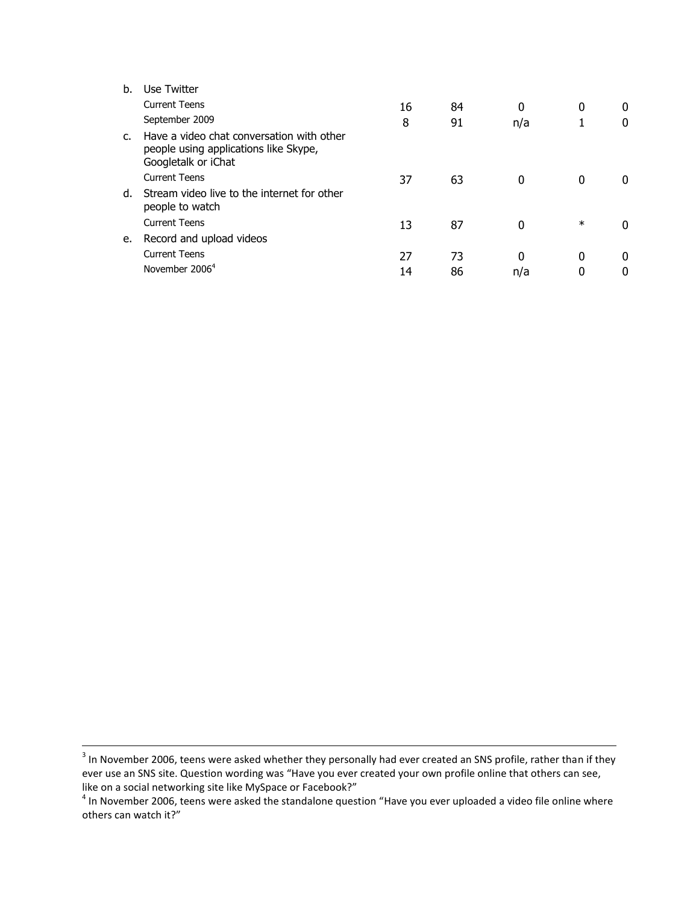| | | | | | |
|---|---|---|---|---|---|
| b. Use Twitter | | | | | |
| Current Teens | 16 | 84 | 0 | 0 | 0 |
| September 2009 | 8 | 91 | n/a | 1 | 0 |
| c. Have a video chat conversation with other people using applications like Skype, Googletalk or iChat | | | | | |
| Current Teens | 37 | 63 | 0 | 0 | 0 |
| d. Stream video live to the internet for other people to watch | | | | | |
| Current Teens | 13 | 87 | 0 | * | 0 |
| e. Record and upload videos | | | | | |
| Current Teens | 27 | 73 | 0 | 0 | 0 |
| November 2006[4] | 14 | 86 | n/a | 0 | 0 |

[3] In November 2006, teens were asked whether they personally had ever created an SNS profile, rather than if they ever use an SNS site. Question wording was "Have you ever created your own profile online that others can see, like on a social networking site like MySpace or Facebook?"

[4] In November 2006, teens were asked the standalone question "Have you ever uploaded a video file online where others can watch it?"